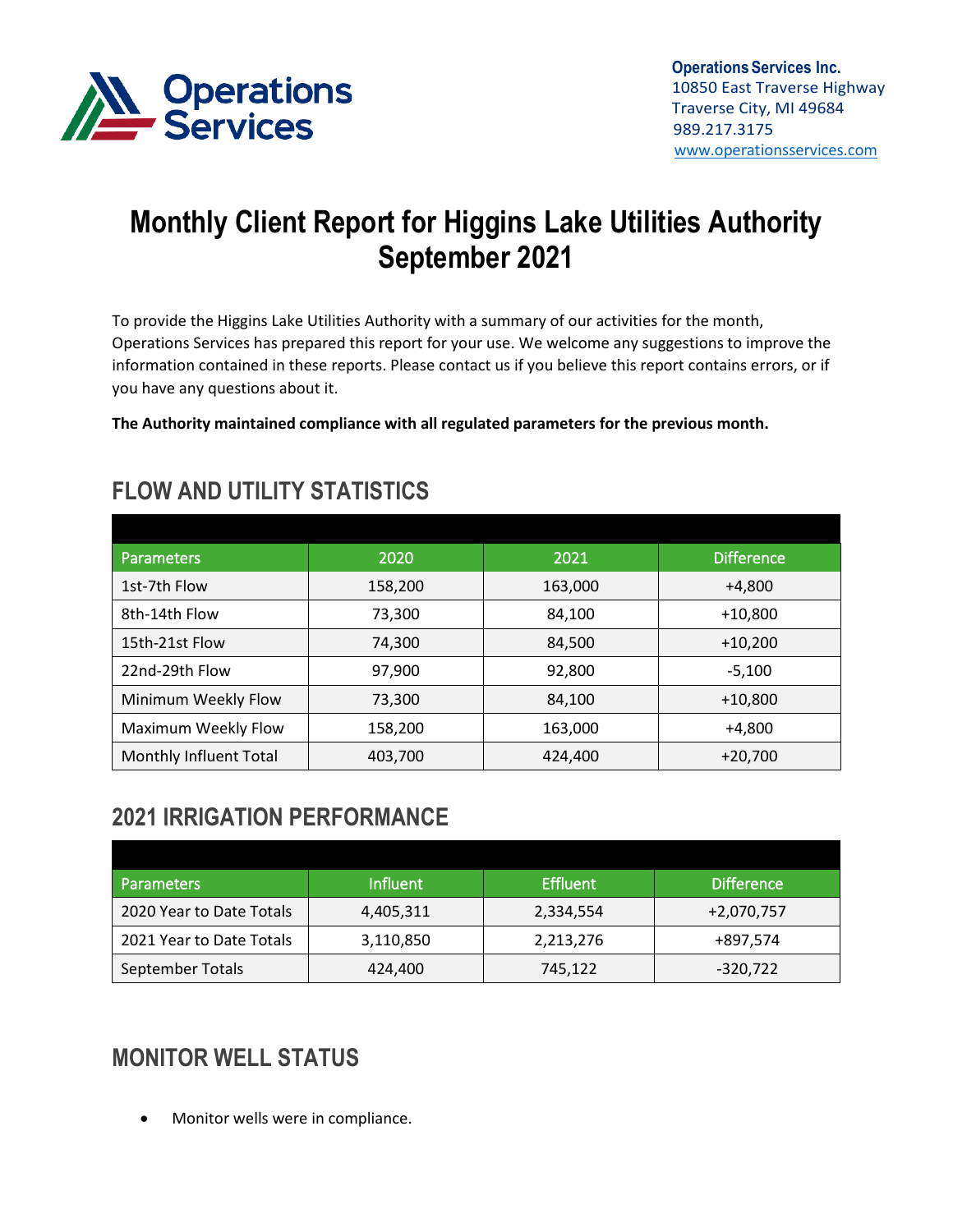Operations Services

**Operations Services Inc.**
10850 East Traverse Highway
Traverse City, MI 49684
989.217.3175
www.operationsservices.com

# Monthly Client Report for Higgins Lake Utilities Authority September 2021

To provide the Higgins Lake Utilities Authority with a summary of our activities for the month, Operations Services has prepared this report for your use. We welcome any suggestions to improve the information contained in these reports. Please contact us if you believe this report contains errors, or if you have any questions about it.

**The Authority maintained compliance with all regulated parameters for the previous month.**

## FLOW AND UTILITY STATISTICS

| Parameters | 2020 | 2021 | Difference |
|---|---|---|---|
| 1st-7th Flow | 158,200 | 163,000 | +4,800 |
| 8th-14th Flow | 73,300 | 84,100 | +10,800 |
| 15th-21st Flow | 74,300 | 84,500 | +10,200 |
| 22nd-29th Flow | 97,900 | 92,800 | -5,100 |
| Minimum Weekly Flow | 73,300 | 84,100 | +10,800 |
| Maximum Weekly Flow | 158,200 | 163,000 | +4,800 |
| Monthly Influent Total | 403,700 | 424,400 | +20,700 |

## 2021 IRRIGATION PERFORMANCE

| Parameters | Influent | Effluent | Difference |
|---|---|---|---|
| 2020 Year to Date Totals | 4,405,311 | 2,334,554 | +2,070,757 |
| 2021 Year to Date Totals | 3,110,850 | 2,213,276 | +897,574 |
| September Totals | 424,400 | 745,122 | -320,722 |

## MONITOR WELL STATUS

- Monitor wells were in compliance.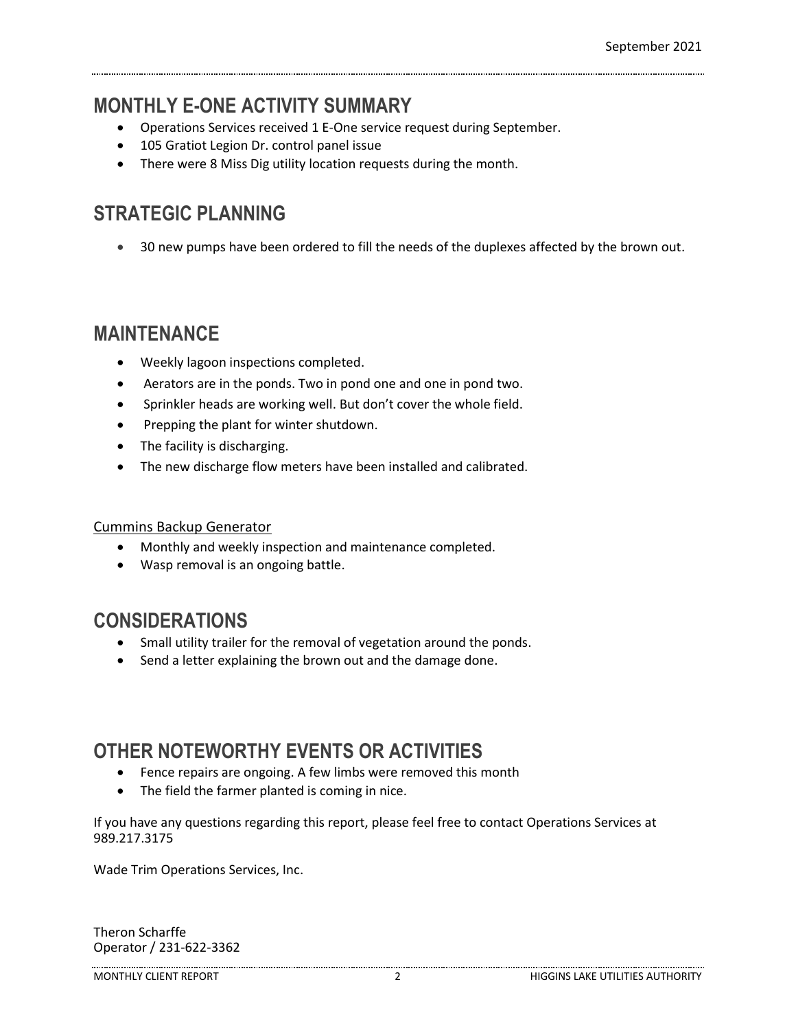## MONTHLY E-ONE ACTIVITY SUMMARY

- Operations Services received 1 E-One service request during September.
- 105 Gratiot Legion Dr. control panel issue
- There were 8 Miss Dig utility location requests during the month.

## STRATEGIC PLANNING

- 30 new pumps have been ordered to fill the needs of the duplexes affected by the brown out.

## MAINTENANCE

- Weekly lagoon inspections completed.
- Aerators are in the ponds. Two in pond one and one in pond two.
- Sprinkler heads are working well. But don't cover the whole field.
- Prepping the plant for winter shutdown.
- The facility is discharging.
- The new discharge flow meters have been installed and calibrated.

Cummins Backup Generator

- Monthly and weekly inspection and maintenance completed.
- Wasp removal is an ongoing battle.

## CONSIDERATIONS

- Small utility trailer for the removal of vegetation around the ponds.
- Send a letter explaining the brown out and the damage done.

## OTHER NOTEWORTHY EVENTS OR ACTIVITIES

- Fence repairs are ongoing. A few limbs were removed this month
- The field the farmer planted is coming in nice.

If you have any questions regarding this report, please feel free to contact Operations Services at 989.217.3175

Wade Trim Operations Services, Inc.

Theron Scharffe
Operator / 231-622-3362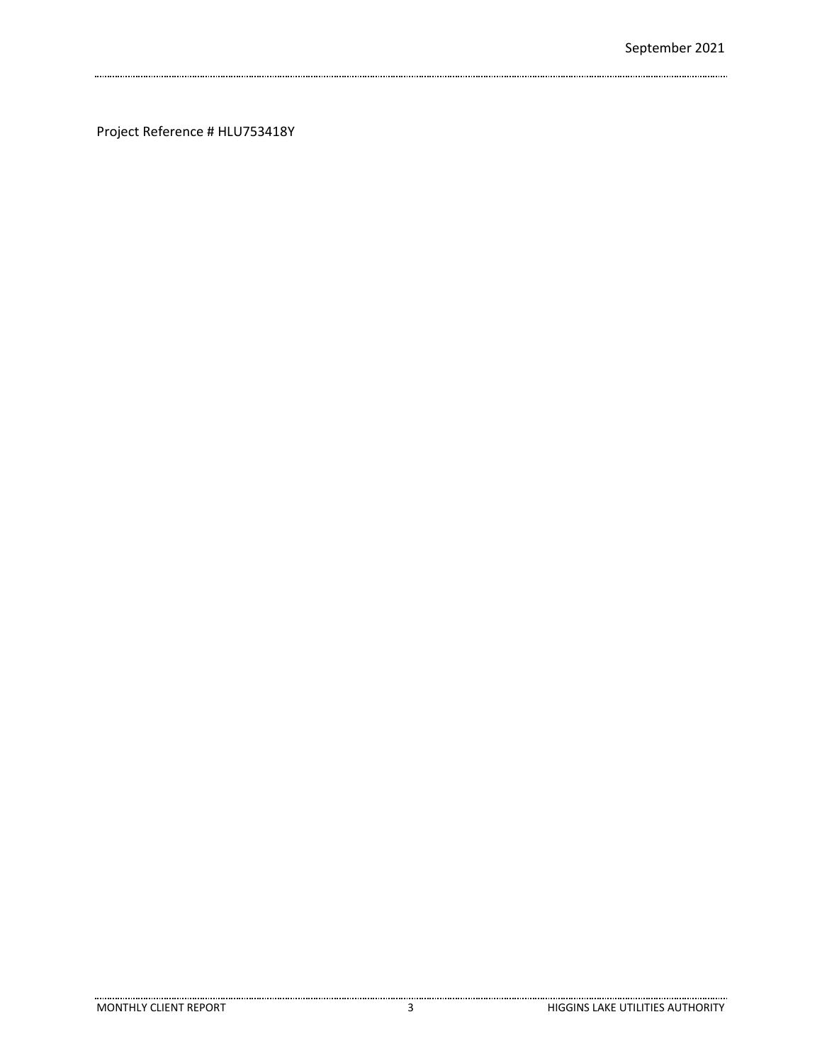Project Reference # HLU753418Y